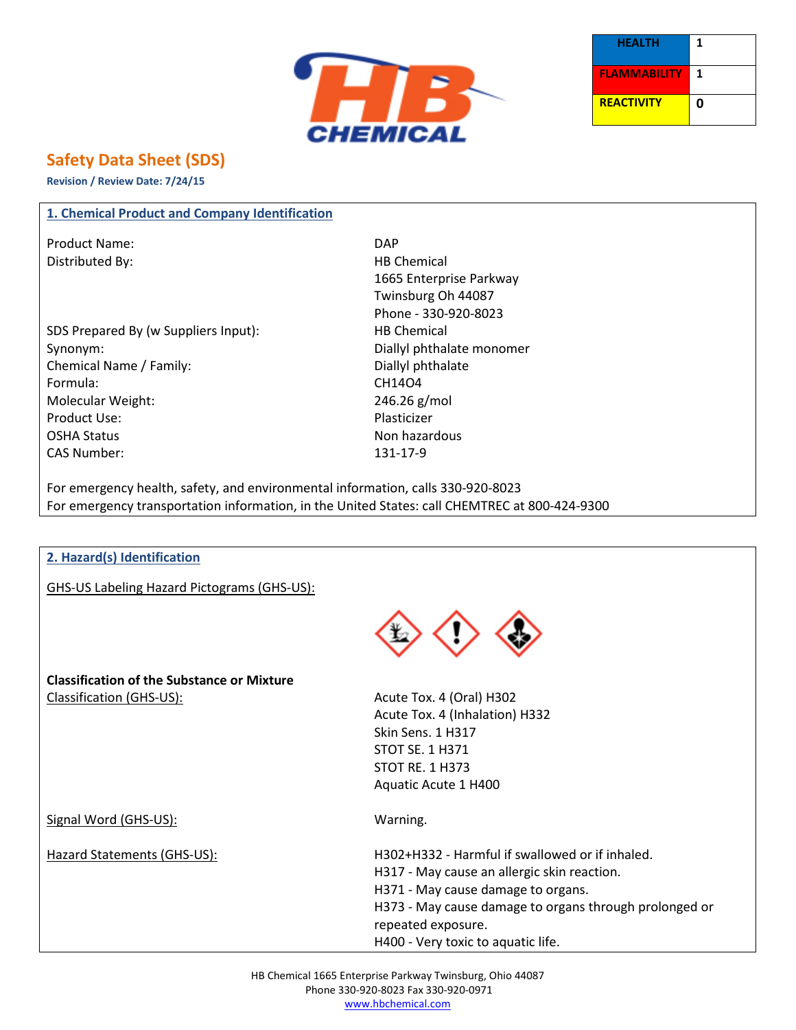| HEALTH | 1 |
| --- | --- |
| FLAMMABILITY | 1 |
| REACTIVITY | 0 |

# Safety Data Sheet (SDS)

**Revision / Review Date: 7/24/15**

## 1. Chemical Product and Company Identification

| | |
| --- | --- |
| Product Name: | DAP |
| Distributed By: | HB Chemical<br>1665 Enterprise Parkway<br>Twinsburg Oh 44087<br>Phone - 330-920-8023 |
| SDS Prepared By (w Suppliers Input): | HB Chemical |
| Synonym: | Diallyl phthalate monomer |
| Chemical Name / Family: | Diallyl phthalate |
| Formula: | CH14O4 |
| Molecular Weight: | 246.26 g/mol |
| Product Use: | Plasticizer |
| OSHA Status | Non hazardous |
| CAS Number: | 131-17-9 |

For emergency health, safety, and environmental information, calls 330-920-8023
For emergency transportation information, in the United States: call CHEMTREC at 800-424-9300

## 2. Hazard(s) Identification

GHS-US Labeling Hazard Pictograms (GHS-US):

**Classification of the Substance or Mixture**

| | |
| --- | --- |
| Classification (GHS-US): | Acute Tox. 4 (Oral) H302<br>Acute Tox. 4 (Inhalation) H332<br>Skin Sens. 1 H317<br>STOT SE. 1 H371<br>STOT RE. 1 H373<br>Aquatic Acute 1 H400 |
| Signal Word (GHS-US): | Warning. |
| Hazard Statements (GHS-US): | H302+H332 - Harmful if swallowed or if inhaled.<br>H317 - May cause an allergic skin reaction.<br>H371 - May cause damage to organs.<br>H373 - May cause damage to organs through prolonged or repeated exposure.<br>H400 - Very toxic to aquatic life. |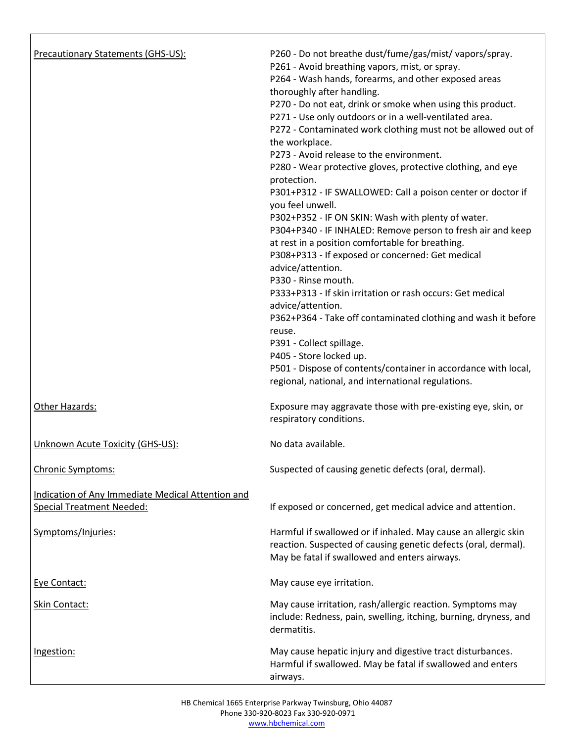| | |
|---|---|
| Precautionary Statements (GHS-US): | P260 - Do not breathe dust/fume/gas/mist/ vapors/spray.<br>P261 - Avoid breathing vapors, mist, or spray.<br>P264 - Wash hands, forearms, and other exposed areas thoroughly after handling.<br>P270 - Do not eat, drink or smoke when using this product.<br>P271 - Use only outdoors or in a well-ventilated area.<br>P272 - Contaminated work clothing must not be allowed out of the workplace.<br>P273 - Avoid release to the environment.<br>P280 - Wear protective gloves, protective clothing, and eye protection.<br>P301+P312 - IF SWALLOWED: Call a poison center or doctor if you feel unwell.<br>P302+P352 - IF ON SKIN: Wash with plenty of water.<br>P304+P340 - IF INHALED: Remove person to fresh air and keep at rest in a position comfortable for breathing.<br>P308+P313 - If exposed or concerned: Get medical advice/attention.<br>P330 - Rinse mouth.<br>P333+P313 - If skin irritation or rash occurs: Get medical advice/attention.<br>P362+P364 - Take off contaminated clothing and wash it before reuse.<br>P391 - Collect spillage.<br>P405 - Store locked up.<br>P501 - Dispose of contents/container in accordance with local, regional, national, and international regulations. |
| Other Hazards: | Exposure may aggravate those with pre-existing eye, skin, or respiratory conditions. |
| Unknown Acute Toxicity (GHS-US): | No data available. |
| Chronic Symptoms: | Suspected of causing genetic defects (oral, dermal). |
| Indication of Any Immediate Medical Attention and Special Treatment Needed: | If exposed or concerned, get medical advice and attention. |
| Symptoms/Injuries: | Harmful if swallowed or if inhaled. May cause an allergic skin reaction. Suspected of causing genetic defects (oral, dermal). May be fatal if swallowed and enters airways. |
| Eye Contact: | May cause eye irritation. |
| Skin Contact: | May cause irritation, rash/allergic reaction. Symptoms may include: Redness, pain, swelling, itching, burning, dryness, and dermatitis. |
| Ingestion: | May cause hepatic injury and digestive tract disturbances. Harmful if swallowed. May be fatal if swallowed and enters airways. |

HB Chemical 1665 Enterprise Parkway Twinsburg, Ohio 44087
Phone 330-920-8023 Fax 330-920-0971
www.hbchemical.com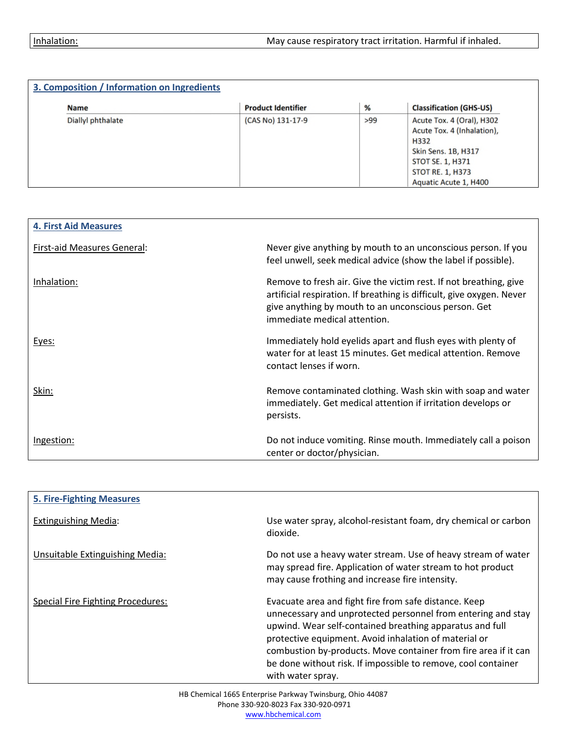| Inhalation: | May cause respiratory tract irritation. Harmful if inhaled. |
|---|---|

## 3. Composition / Information on Ingredients

| Name | Product Identifier | % | Classification (GHS-US) |
|---|---|---|---|
| Diallyl phthalate | (CAS No) 131-17-9 | >99 | Acute Tox. 4 (Oral), H302<br>Acute Tox. 4 (Inhalation), H332<br>Skin Sens. 1B, H317<br>STOT SE. 1, H371<br>STOT RE. 1, H373<br>Aquatic Acute 1, H400 |

## 4. First Aid Measures

| | |
|---|---|
| First-aid Measures General: | Never give anything by mouth to an unconscious person. If you feel unwell, seek medical advice (show the label if possible). |
| Inhalation: | Remove to fresh air. Give the victim rest. If not breathing, give artificial respiration. If breathing is difficult, give oxygen. Never give anything by mouth to an unconscious person. Get immediate medical attention. |
| Eyes: | Immediately hold eyelids apart and flush eyes with plenty of water for at least 15 minutes. Get medical attention. Remove contact lenses if worn. |
| Skin: | Remove contaminated clothing. Wash skin with soap and water immediately. Get medical attention if irritation develops or persists. |
| Ingestion: | Do not induce vomiting. Rinse mouth. Immediately call a poison center or doctor/physician. |

## 5. Fire-Fighting Measures

| | |
|---|---|
| Extinguishing Media: | Use water spray, alcohol-resistant foam, dry chemical or carbon dioxide. |
| Unsuitable Extinguishing Media: | Do not use a heavy water stream. Use of heavy stream of water may spread fire. Application of water stream to hot product may cause frothing and increase fire intensity. |
| Special Fire Fighting Procedures: | Evacuate area and fight fire from safe distance. Keep unnecessary and unprotected personnel from entering and stay upwind. Wear self-contained breathing apparatus and full protective equipment. Avoid inhalation of material or combustion by-products. Move container from fire area if it can be done without risk. If impossible to remove, cool container with water spray. |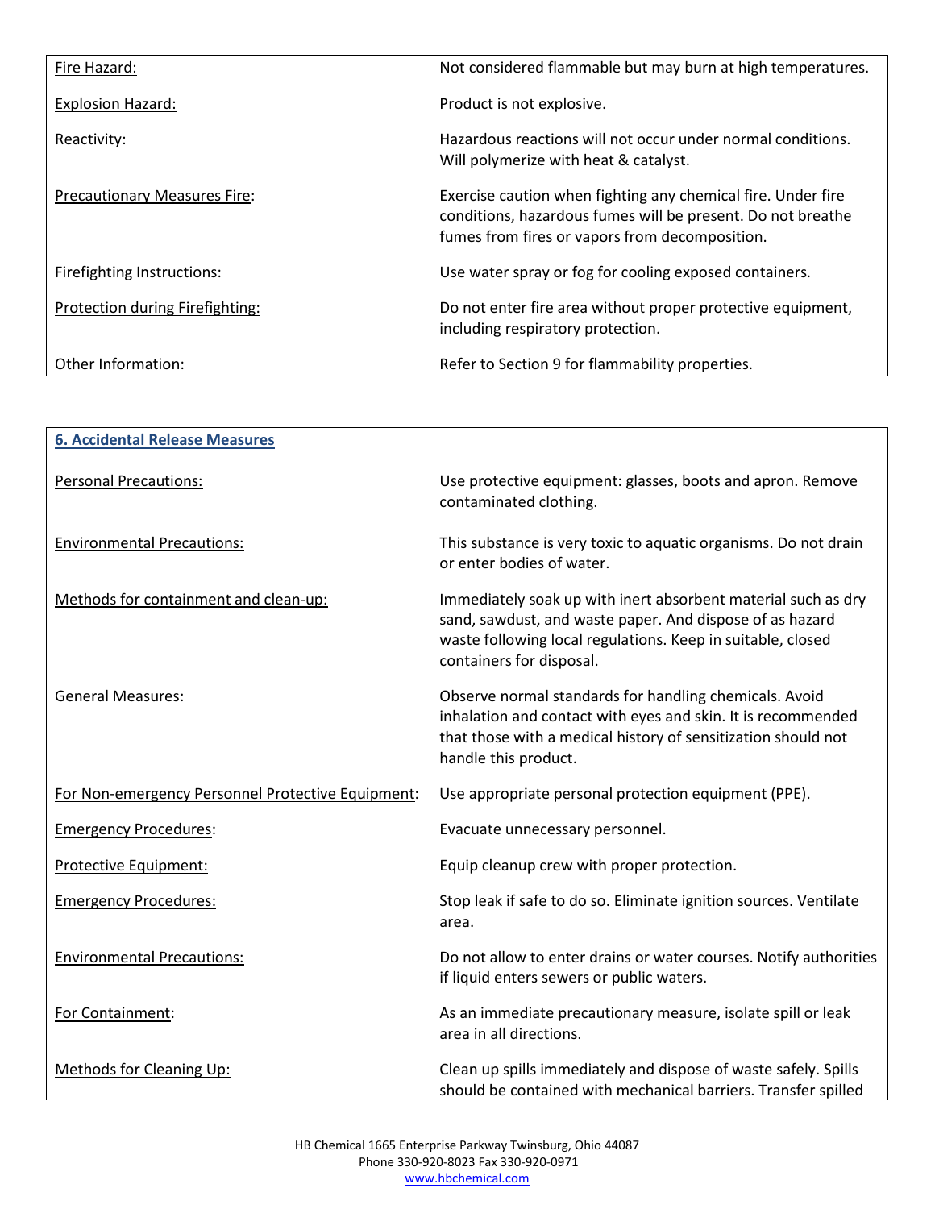| | |
|---|---|
| Fire Hazard: | Not considered flammable but may burn at high temperatures. |
| Explosion Hazard: | Product is not explosive. |
| Reactivity: | Hazardous reactions will not occur under normal conditions. Will polymerize with heat & catalyst. |
| Precautionary Measures Fire: | Exercise caution when fighting any chemical fire. Under fire conditions, hazardous fumes will be present. Do not breathe fumes from fires or vapors from decomposition. |
| Firefighting Instructions: | Use water spray or fog for cooling exposed containers. |
| Protection during Firefighting: | Do not enter fire area without proper protective equipment, including respiratory protection. |
| Other Information: | Refer to Section 9 for flammability properties. |

## 6. Accidental Release Measures

| | |
|---|---|
| Personal Precautions: | Use protective equipment: glasses, boots and apron. Remove contaminated clothing. |
| Environmental Precautions: | This substance is very toxic to aquatic organisms. Do not drain or enter bodies of water. |
| Methods for containment and clean-up: | Immediately soak up with inert absorbent material such as dry sand, sawdust, and waste paper. And dispose of as hazard waste following local regulations. Keep in suitable, closed containers for disposal. |
| General Measures: | Observe normal standards for handling chemicals. Avoid inhalation and contact with eyes and skin. It is recommended that those with a medical history of sensitization should not handle this product. |
| For Non-emergency Personnel Protective Equipment: | Use appropriate personal protection equipment (PPE). |
| Emergency Procedures: | Evacuate unnecessary personnel. |
| Protective Equipment: | Equip cleanup crew with proper protection. |
| Emergency Procedures: | Stop leak if safe to do so. Eliminate ignition sources. Ventilate area. |
| Environmental Precautions: | Do not allow to enter drains or water courses. Notify authorities if liquid enters sewers or public waters. |
| For Containment: | As an immediate precautionary measure, isolate spill or leak area in all directions. |
| Methods for Cleaning Up: | Clean up spills immediately and dispose of waste safely. Spills should be contained with mechanical barriers. Transfer spilled |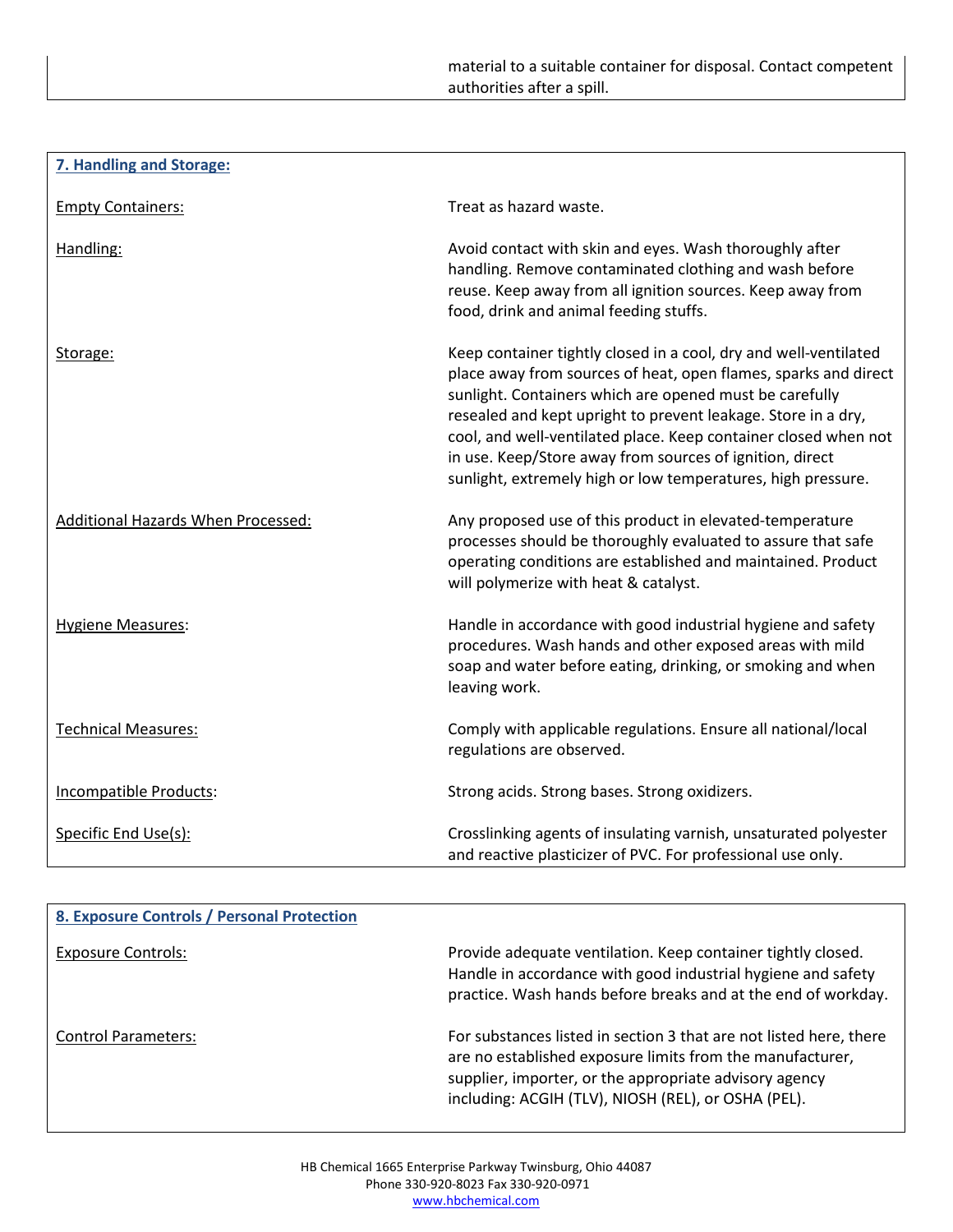material to a suitable container for disposal. Contact competent authorities after a spill.

## 7. Handling and Storage:

| | |
|---|---|
| Empty Containers: | Treat as hazard waste. |
| Handling: | Avoid contact with skin and eyes. Wash thoroughly after handling. Remove contaminated clothing and wash before reuse. Keep away from all ignition sources. Keep away from food, drink and animal feeding stuffs. |
| Storage: | Keep container tightly closed in a cool, dry and well-ventilated place away from sources of heat, open flames, sparks and direct sunlight. Containers which are opened must be carefully resealed and kept upright to prevent leakage. Store in a dry, cool, and well-ventilated place. Keep container closed when not in use. Keep/Store away from sources of ignition, direct sunlight, extremely high or low temperatures, high pressure. |
| Additional Hazards When Processed: | Any proposed use of this product in elevated-temperature processes should be thoroughly evaluated to assure that safe operating conditions are established and maintained. Product will polymerize with heat & catalyst. |
| Hygiene Measures: | Handle in accordance with good industrial hygiene and safety procedures. Wash hands and other exposed areas with mild soap and water before eating, drinking, or smoking and when leaving work. |
| Technical Measures: | Comply with applicable regulations. Ensure all national/local regulations are observed. |
| Incompatible Products: | Strong acids. Strong bases. Strong oxidizers. |
| Specific End Use(s): | Crosslinking agents of insulating varnish, unsaturated polyester and reactive plasticizer of PVC. For professional use only. |

## 8. Exposure Controls / Personal Protection

| | |
|---|---|
| Exposure Controls: | Provide adequate ventilation. Keep container tightly closed. Handle in accordance with good industrial hygiene and safety practice. Wash hands before breaks and at the end of workday. |
| Control Parameters: | For substances listed in section 3 that are not listed here, there are no established exposure limits from the manufacturer, supplier, importer, or the appropriate advisory agency including: ACGIH (TLV), NIOSH (REL), or OSHA (PEL). |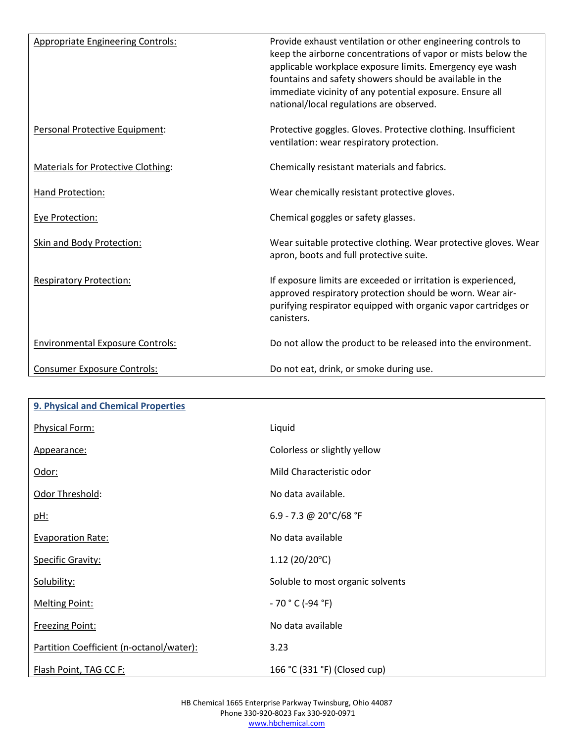| | |
|---|---|
| Appropriate Engineering Controls: | Provide exhaust ventilation or other engineering controls to keep the airborne concentrations of vapor or mists below the applicable workplace exposure limits. Emergency eye wash fountains and safety showers should be available in the immediate vicinity of any potential exposure. Ensure all national/local regulations are observed. |
| Personal Protective Equipment: | Protective goggles. Gloves. Protective clothing. Insufficient ventilation: wear respiratory protection. |
| Materials for Protective Clothing: | Chemically resistant materials and fabrics. |
| Hand Protection: | Wear chemically resistant protective gloves. |
| Eye Protection: | Chemical goggles or safety glasses. |
| Skin and Body Protection: | Wear suitable protective clothing. Wear protective gloves. Wear apron, boots and full protective suite. |
| Respiratory Protection: | If exposure limits are exceeded or irritation is experienced, approved respiratory protection should be worn. Wear air-purifying respirator equipped with organic vapor cartridges or canisters. |
| Environmental Exposure Controls: | Do not allow the product to be released into the environment. |
| Consumer Exposure Controls: | Do not eat, drink, or smoke during use. |

## 9. Physical and Chemical Properties

| | |
|---|---|
| Physical Form: | Liquid |
| Appearance: | Colorless or slightly yellow |
| Odor: | Mild Characteristic odor |
| Odor Threshold: | No data available. |
| pH: | 6.9 - 7.3 @ 20°C/68 °F |
| Evaporation Rate: | No data available |
| Specific Gravity: | 1.12 (20/20°C) |
| Solubility: | Soluble to most organic solvents |
| Melting Point: | - 70 ° C (-94 °F) |
| Freezing Point: | No data available |
| Partition Coefficient (n-octanol/water): | 3.23 |
| Flash Point, TAG CC F: | 166 °C (331 °F) (Closed cup) |

HB Chemical 1665 Enterprise Parkway Twinsburg, Ohio 44087
Phone 330-920-8023 Fax 330-920-0971
www.hbchemical.com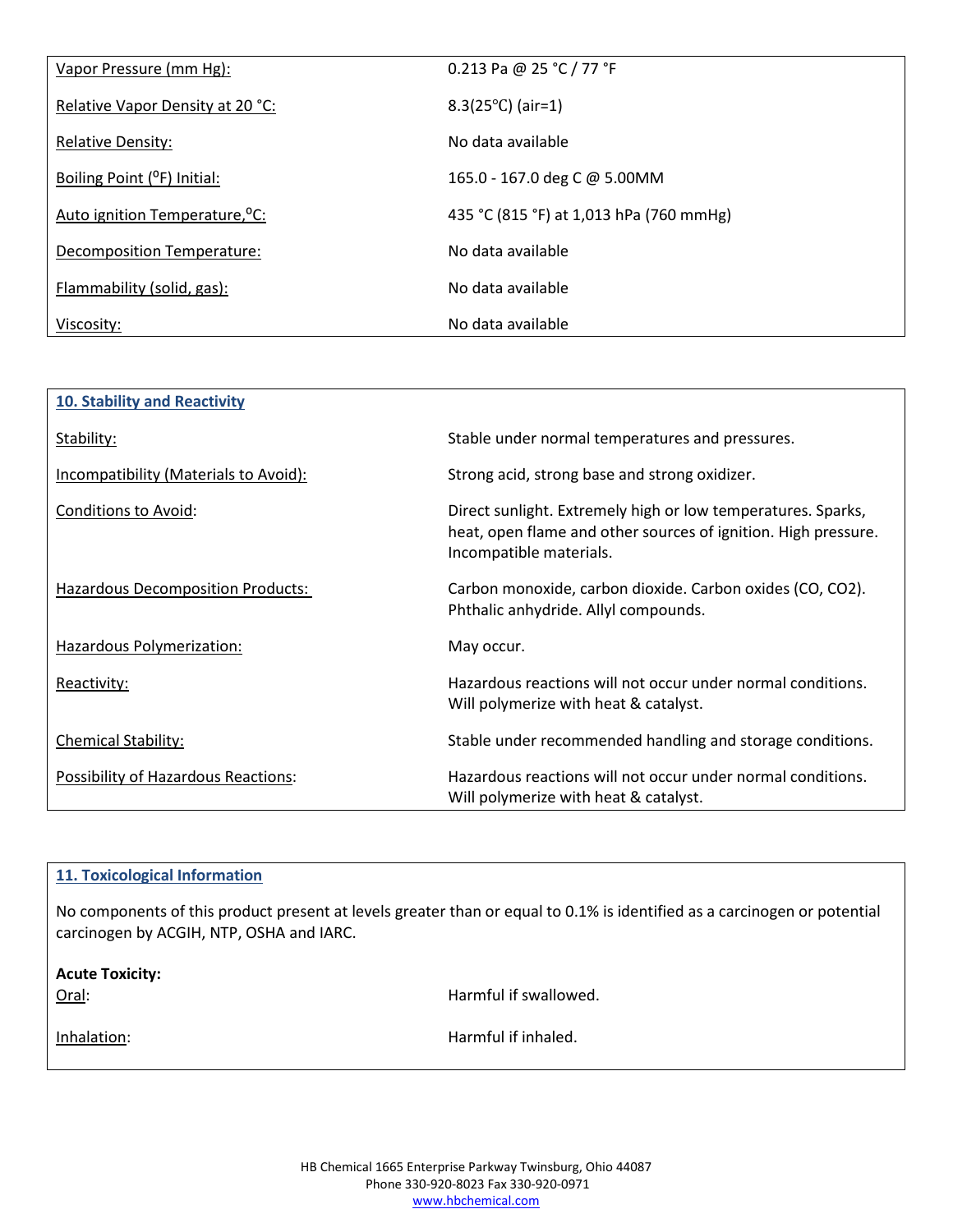| | |
|---|---|
| Vapor Pressure (mm Hg): | 0.213 Pa @ 25 °C / 77 °F |
| Relative Vapor Density at 20 °C: | 8.3(25℃) (air=1) |
| Relative Density: | No data available |
| Boiling Point (°F) Initial: | 165.0 - 167.0 deg C @ 5.00MM |
| Auto ignition Temperature,°C: | 435 °C (815 °F) at 1,013 hPa (760 mmHg) |
| Decomposition Temperature: | No data available |
| Flammability (solid, gas): | No data available |
| Viscosity: | No data available |

## 10. Stability and Reactivity

| | |
|---|---|
| Stability: | Stable under normal temperatures and pressures. |
| Incompatibility (Materials to Avoid): | Strong acid, strong base and strong oxidizer. |
| Conditions to Avoid: | Direct sunlight. Extremely high or low temperatures. Sparks, heat, open flame and other sources of ignition. High pressure. Incompatible materials. |
| Hazardous Decomposition Products: | Carbon monoxide, carbon dioxide. Carbon oxides (CO, CO2). Phthalic anhydride. Allyl compounds. |
| Hazardous Polymerization: | May occur. |
| Reactivity: | Hazardous reactions will not occur under normal conditions. Will polymerize with heat & catalyst. |
| Chemical Stability: | Stable under recommended handling and storage conditions. |
| Possibility of Hazardous Reactions: | Hazardous reactions will not occur under normal conditions. Will polymerize with heat & catalyst. |

## 11. Toxicological Information

No components of this product present at levels greater than or equal to 0.1% is identified as a carcinogen or potential carcinogen by ACGIH, NTP, OSHA and IARC.

**Acute Toxicity:**

| | |
|---|---|
| Oral: | Harmful if swallowed. |
| Inhalation: | Harmful if inhaled. |

HB Chemical 1665 Enterprise Parkway Twinsburg, Ohio 44087
Phone 330-920-8023 Fax 330-920-0971
www.hbchemical.com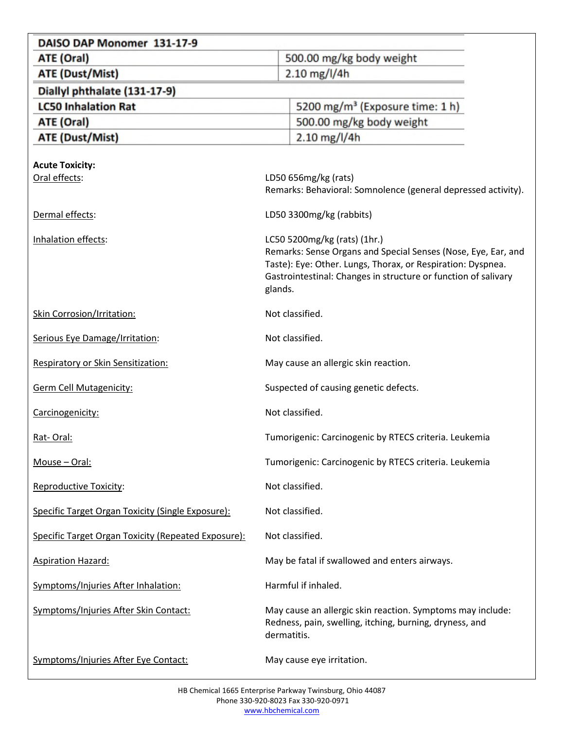| DAISO DAP Monomer 131-17-9 | |
|---|---|
| ATE (Oral) | 500.00 mg/kg body weight |
| ATE (Dust/Mist) | 2.10 mg/l/4h |
| **Diallyl phthalate (131-17-9)** | |
| LC50 Inhalation Rat | 5200 mg/m³ (Exposure time: 1 h) |
| ATE (Oral) | 500.00 mg/kg body weight |
| ATE (Dust/Mist) | 2.10 mg/l/4h |

**Acute Toxicity:**

Oral effects: LD50 656mg/kg (rats)
Remarks: Behavioral: Somnolence (general depressed activity).

Dermal effects: LD50 3300mg/kg (rabbits)

Inhalation effects: LC50 5200mg/kg (rats) (1hr.)
Remarks: Sense Organs and Special Senses (Nose, Eye, Ear, and Taste): Eye: Other. Lungs, Thorax, or Respiration: Dyspnea. Gastrointestinal: Changes in structure or function of salivary glands.

Skin Corrosion/Irritation: Not classified.

Serious Eye Damage/Irritation: Not classified.

Respiratory or Skin Sensitization: May cause an allergic skin reaction.

Germ Cell Mutagenicity: Suspected of causing genetic defects.

Carcinogenicity: Not classified.

Rat- Oral: Tumorigenic: Carcinogenic by RTECS criteria. Leukemia

Mouse – Oral: Tumorigenic: Carcinogenic by RTECS criteria. Leukemia

Reproductive Toxicity: Not classified.

Specific Target Organ Toxicity (Single Exposure): Not classified.

Specific Target Organ Toxicity (Repeated Exposure): Not classified.

Aspiration Hazard: May be fatal if swallowed and enters airways.

Symptoms/Injuries After Inhalation: Harmful if inhaled.

Symptoms/Injuries After Skin Contact: May cause an allergic skin reaction. Symptoms may include: Redness, pain, swelling, itching, burning, dryness, and dermatitis.

Symptoms/Injuries After Eye Contact: May cause eye irritation.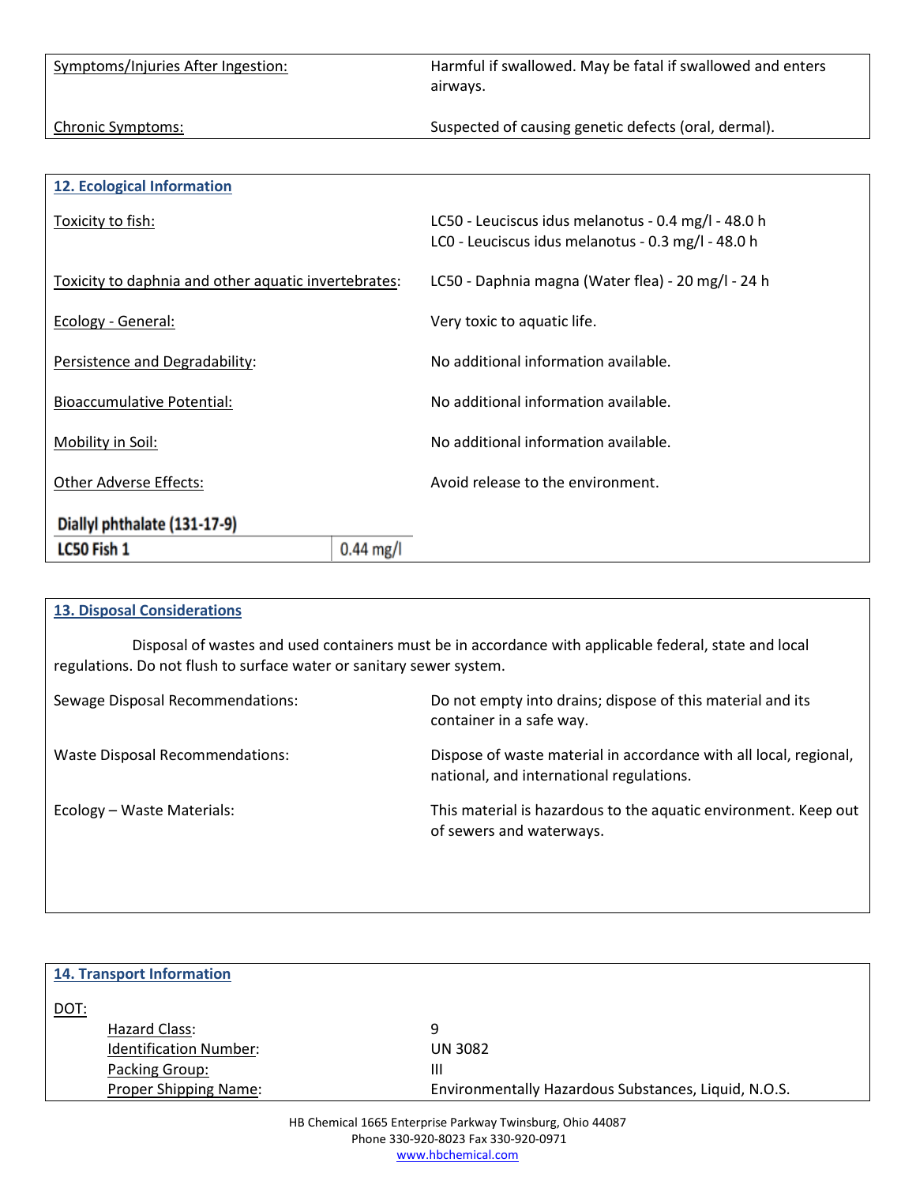Symptoms/Injuries After Ingestion: Harmful if swallowed. May be fatal if swallowed and enters airways.

Chronic Symptoms: Suspected of causing genetic defects (oral, dermal).

## 12. Ecological Information

Toxicity to fish: LC50 - Leuciscus idus melanotus - 0.4 mg/l - 48.0 h
LC0 - Leuciscus idus melanotus - 0.3 mg/l - 48.0 h

Toxicity to daphnia and other aquatic invertebrates: LC50 - Daphnia magna (Water flea) - 20 mg/l - 24 h

Ecology - General: Very toxic to aquatic life.

Persistence and Degradability: No additional information available.

Bioaccumulative Potential: No additional information available.

Mobility in Soil: No additional information available.

Other Adverse Effects: Avoid release to the environment.

| Diallyl phthalate (131-17-9) | |
|---|---|
| LC50 Fish 1 | 0.44 mg/l |

## 13. Disposal Considerations

Disposal of wastes and used containers must be in accordance with applicable federal, state and local regulations. Do not flush to surface water or sanitary sewer system.

Sewage Disposal Recommendations: Do not empty into drains; dispose of this material and its container in a safe way.

Waste Disposal Recommendations: Dispose of waste material in accordance with all local, regional, national, and international regulations.

Ecology – Waste Materials: This material is hazardous to the aquatic environment. Keep out of sewers and waterways.

## 14. Transport Information

DOT:

- Hazard Class: 9
- Identification Number: UN 3082
- Packing Group: III
- Proper Shipping Name: Environmentally Hazardous Substances, Liquid, N.O.S.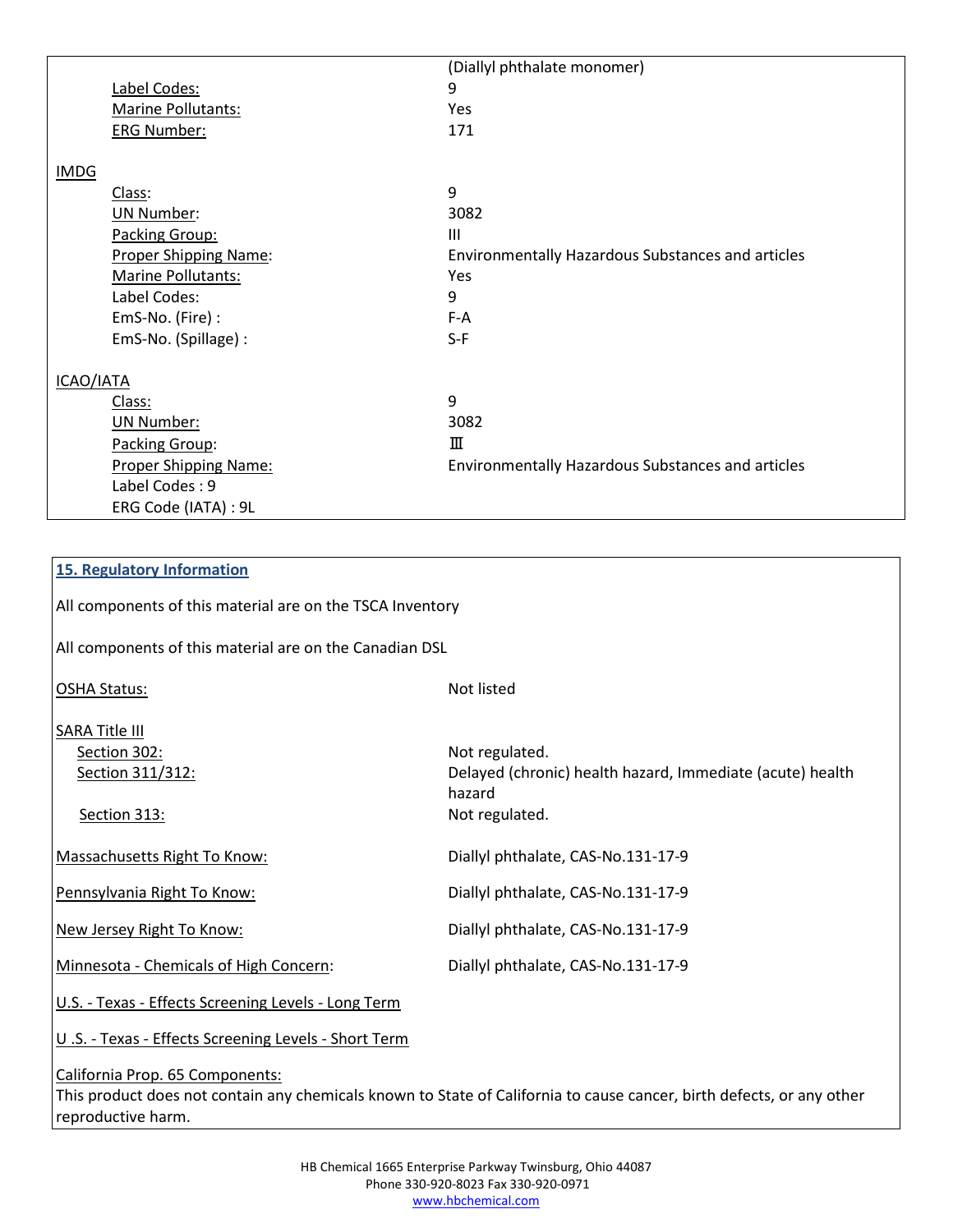| | |
|---|---|
| | (Diallyl phthalate monomer) |
| Label Codes: | 9 |
| Marine Pollutants: | Yes |
| ERG Number: | 171 |

**IMDG**

| | |
|---|---|
| Class: | 9 |
| UN Number: | 3082 |
| Packing Group: | III |
| Proper Shipping Name: | Environmentally Hazardous Substances and articles |
| Marine Pollutants: | Yes |
| Label Codes: | 9 |
| EmS-No. (Fire) : | F-A |
| EmS-No. (Spillage) : | S-F |

**ICAO/IATA**

| | |
|---|---|
| Class: | 9 |
| UN Number: | 3082 |
| Packing Group: | Ⅲ |
| Proper Shipping Name: | Environmentally Hazardous Substances and articles |
| Label Codes : 9 | |
| ERG Code (IATA) : 9L | |

## 15. Regulatory Information

All components of this material are on the TSCA Inventory

All components of this material are on the Canadian DSL

| | |
|---|---|
| OSHA Status: | Not listed |

**SARA Title III**

| | |
|---|---|
| Section 302: | Not regulated. |
| Section 311/312: | Delayed (chronic) health hazard, Immediate (acute) health hazard |
| Section 313: | Not regulated. |

| | |
|---|---|
| Massachusetts Right To Know: | Diallyl phthalate, CAS-No.131-17-9 |
| Pennsylvania Right To Know: | Diallyl phthalate, CAS-No.131-17-9 |
| New Jersey Right To Know: | Diallyl phthalate, CAS-No.131-17-9 |
| Minnesota - Chemicals of High Concern: | Diallyl phthalate, CAS-No.131-17-9 |

U.S. - Texas - Effects Screening Levels - Long Term

U .S. - Texas - Effects Screening Levels - Short Term

California Prop. 65 Components:
This product does not contain any chemicals known to State of California to cause cancer, birth defects, or any other reproductive harm.

HB Chemical 1665 Enterprise Parkway Twinsburg, Ohio 44087
Phone 330-920-8023 Fax 330-920-0971
www.hbchemical.com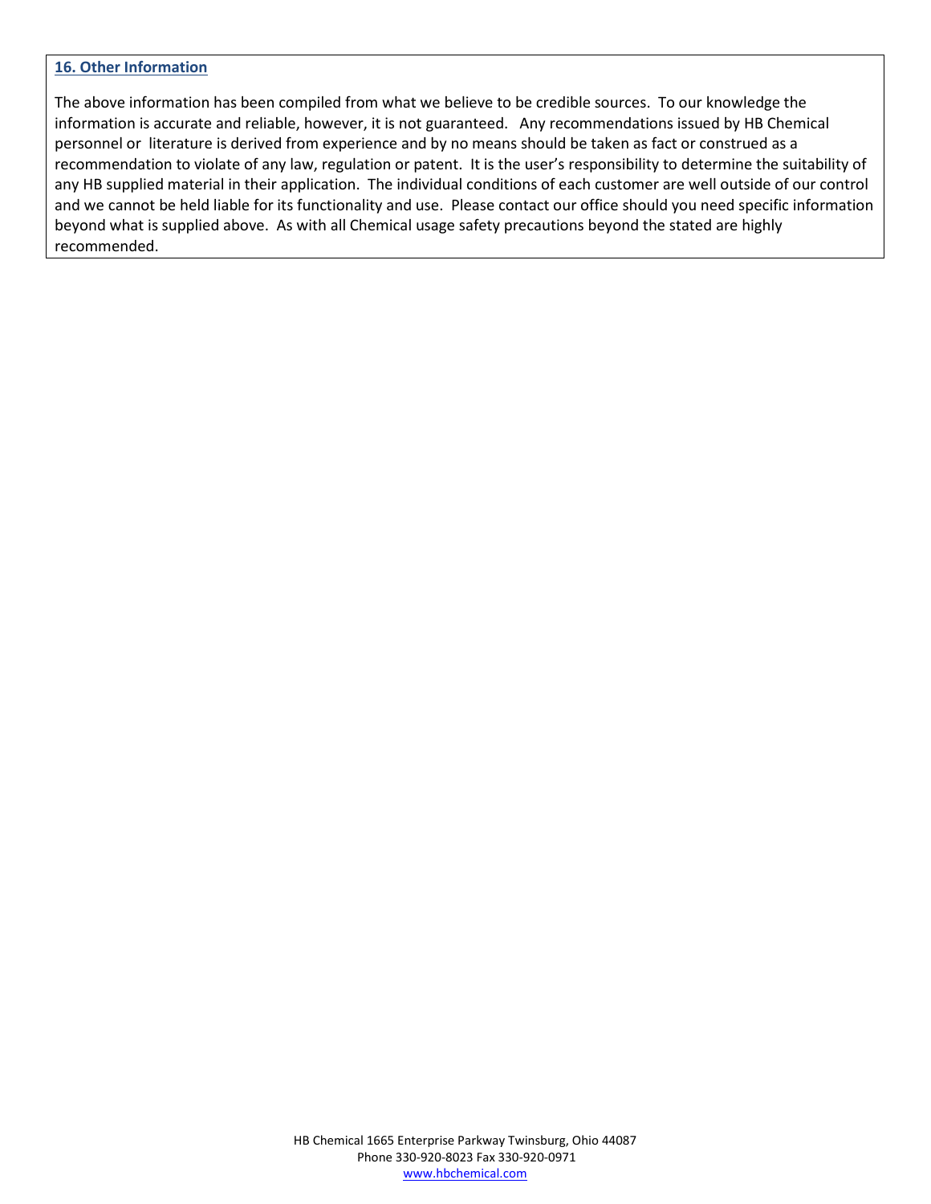## 16. Other Information

The above information has been compiled from what we believe to be credible sources. To our knowledge the information is accurate and reliable, however, it is not guaranteed. Any recommendations issued by HB Chemical personnel or literature is derived from experience and by no means should be taken as fact or construed as a recommendation to violate of any law, regulation or patent. It is the user's responsibility to determine the suitability of any HB supplied material in their application. The individual conditions of each customer are well outside of our control and we cannot be held liable for its functionality and use. Please contact our office should you need specific information beyond what is supplied above. As with all Chemical usage safety precautions beyond the stated are highly recommended.